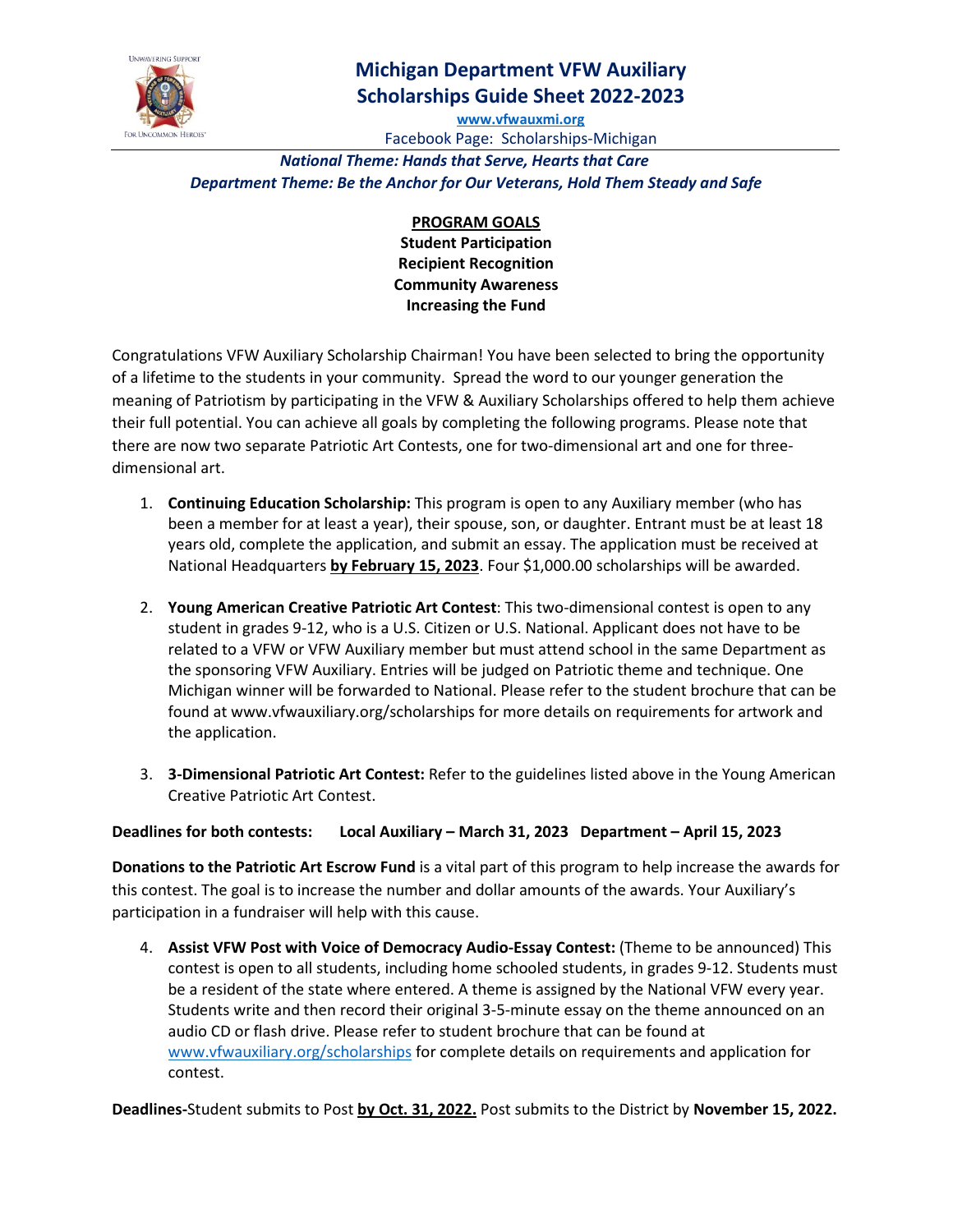# Michigan Department VFW Auxiliary Scholarships Guide Sheet 2022-2023

www.vfwauxmi.org

Facebook Page: Scholarships-Michigan

***National Theme: Hands that Serve, Hearts that Care***

***Department Theme: Be the Anchor for Our Veterans, Hold Them Steady and Safe***

**PROGRAM GOALS**

**Student Participation**

**Recipient Recognition**

**Community Awareness**

**Increasing the Fund**

Congratulations VFW Auxiliary Scholarship Chairman! You have been selected to bring the opportunity of a lifetime to the students in your community. Spread the word to our younger generation the meaning of Patriotism by participating in the VFW & Auxiliary Scholarships offered to help them achieve their full potential. You can achieve all goals by completing the following programs. Please note that there are now two separate Patriotic Art Contests, one for two-dimensional art and one for three-dimensional art.

1. **Continuing Education Scholarship:** This program is open to any Auxiliary member (who has been a member for at least a year), their spouse, son, or daughter. Entrant must be at least 18 years old, complete the application, and submit an essay. The application must be received at National Headquarters **by February 15, 2023**. Four $1,000.00 scholarships will be awarded.

2. **Young American Creative Patriotic Art Contest**: This two-dimensional contest is open to any student in grades 9-12, who is a U.S. Citizen or U.S. National. Applicant does not have to be related to a VFW or VFW Auxiliary member but must attend school in the same Department as the sponsoring VFW Auxiliary. Entries will be judged on Patriotic theme and technique. One Michigan winner will be forwarded to National. Please refer to the student brochure that can be found at www.vfwauxiliary.org/scholarships for more details on requirements for artwork and the application.

3. **3-Dimensional Patriotic Art Contest:** Refer to the guidelines listed above in the Young American Creative Patriotic Art Contest.

**Deadlines for both contests: Local Auxiliary – March 31, 2023 Department – April 15, 2023**

**Donations to the Patriotic Art Escrow Fund** is a vital part of this program to help increase the awards for this contest. The goal is to increase the number and dollar amounts of the awards. Your Auxiliary's participation in a fundraiser will help with this cause.

4. **Assist VFW Post with Voice of Democracy Audio-Essay Contest:** (Theme to be announced) This contest is open to all students, including home schooled students, in grades 9-12. Students must be a resident of the state where entered. A theme is assigned by the National VFW every year. Students write and then record their original 3-5-minute essay on the theme announced on an audio CD or flash drive. Please refer to student brochure that can be found at www.vfwauxiliary.org/scholarships for complete details on requirements and application for contest.

**Deadlines-**Student submits to Post **by Oct. 31, 2022.** Post submits to the District by **November 15, 2022.**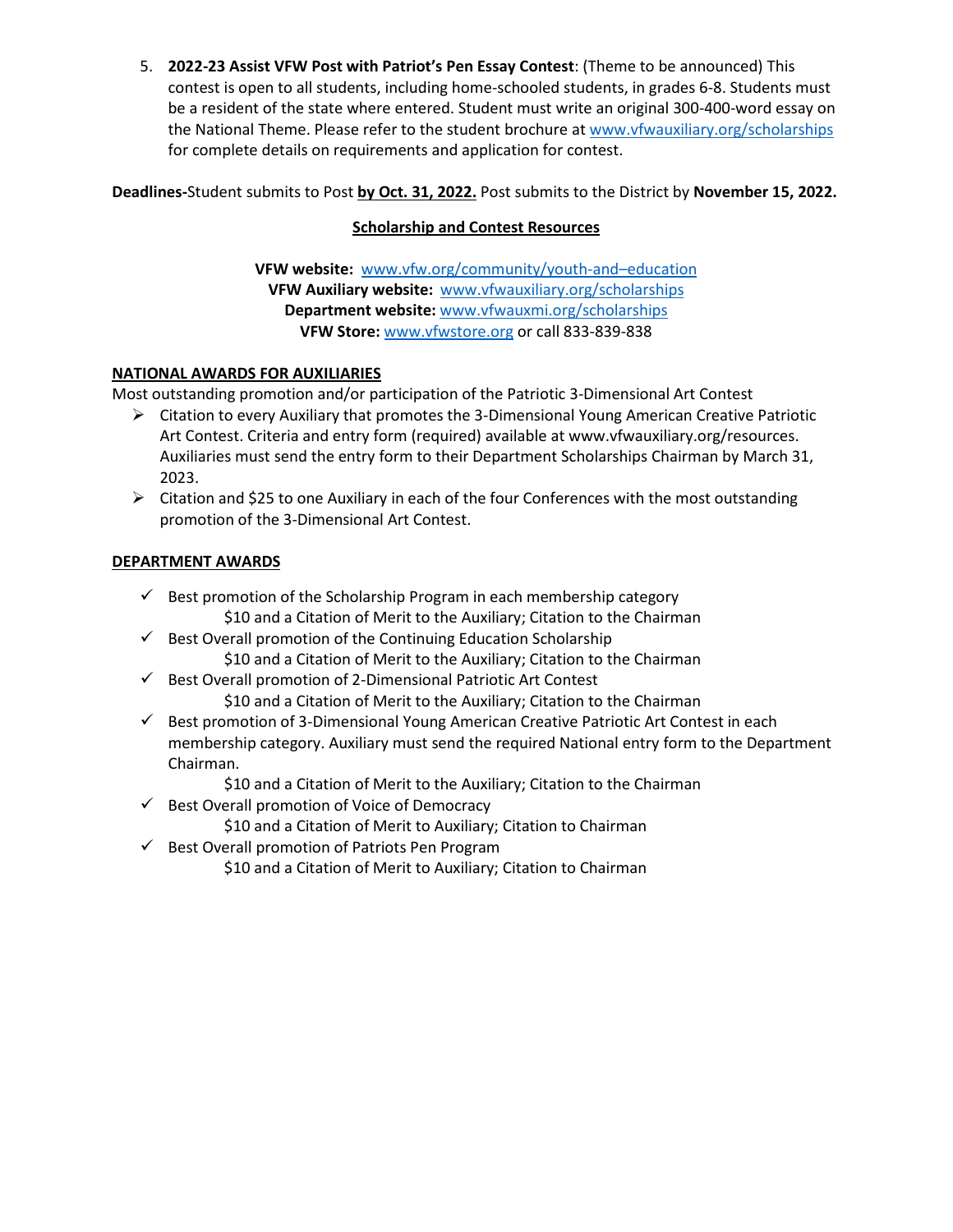5. **2022-23 Assist VFW Post with Patriot's Pen Essay Contest**: (Theme to be announced) This contest is open to all students, including home-schooled students, in grades 6-8. Students must be a resident of the state where entered. Student must write an original 300-400-word essay on the National Theme. Please refer to the student brochure at www.vfwauxiliary.org/scholarships for complete details on requirements and application for contest.

**Deadlines-**Student submits to Post **by Oct. 31, 2022.** Post submits to the District by **November 15, 2022.**

**Scholarship and Contest Resources**

**VFW website:** www.vfw.org/community/youth-and–education
**VFW Auxiliary website:** www.vfwauxiliary.org/scholarships
**Department website:** www.vfwauxmi.org/scholarships
**VFW Store:** www.vfwstore.org or call 833-839-838

**NATIONAL AWARDS FOR AUXILIARIES**

Most outstanding promotion and/or participation of the Patriotic 3-Dimensional Art Contest

- Citation to every Auxiliary that promotes the 3-Dimensional Young American Creative Patriotic Art Contest. Criteria and entry form (required) available at www.vfwauxiliary.org/resources. Auxiliaries must send the entry form to their Department Scholarships Chairman by March 31, 2023.
- Citation and $25 to one Auxiliary in each of the four Conferences with the most outstanding promotion of the 3-Dimensional Art Contest.

**DEPARTMENT AWARDS**

- ✓ Best promotion of the Scholarship Program in each membership category
  $10 and a Citation of Merit to the Auxiliary; Citation to the Chairman
- ✓ Best Overall promotion of the Continuing Education Scholarship
  $10 and a Citation of Merit to the Auxiliary; Citation to the Chairman
- ✓ Best Overall promotion of 2-Dimensional Patriotic Art Contest
  $10 and a Citation of Merit to the Auxiliary; Citation to the Chairman
- ✓ Best promotion of 3-Dimensional Young American Creative Patriotic Art Contest in each membership category. Auxiliary must send the required National entry form to the Department Chairman.
  $10 and a Citation of Merit to the Auxiliary; Citation to the Chairman
- ✓ Best Overall promotion of Voice of Democracy
  $10 and a Citation of Merit to Auxiliary; Citation to Chairman
- ✓ Best Overall promotion of Patriots Pen Program
  $10 and a Citation of Merit to Auxiliary; Citation to Chairman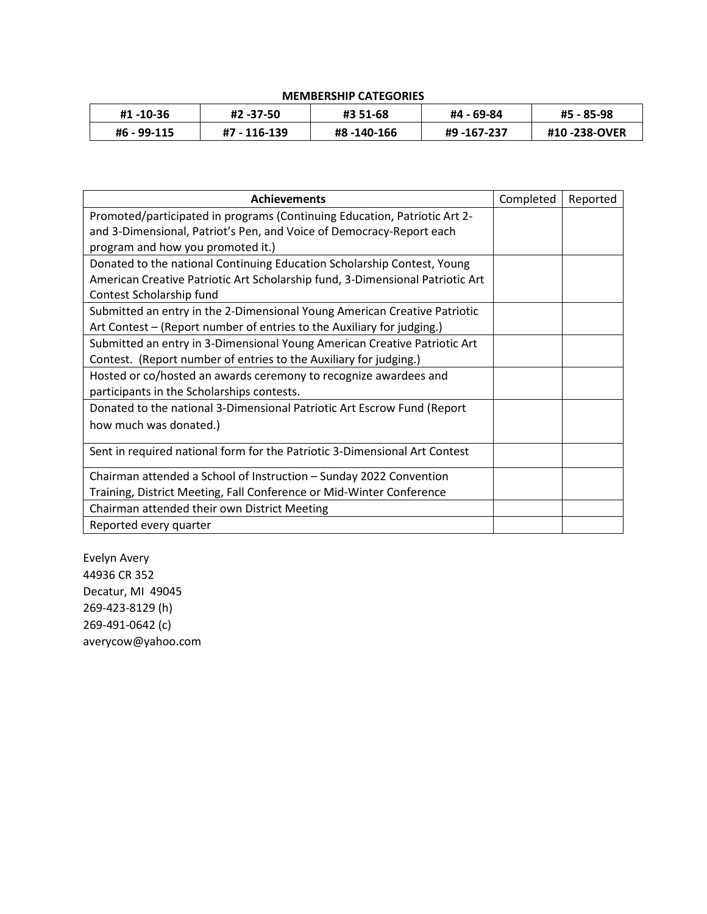**MEMBERSHIP CATEGORIES**

| | | | | |
|---|---|---|---|---|
| **#1 -10-36** | **#2 -37-50** | **#3 51-68** | **#4 - 69-84** | **#5 - 85-98** |
| **#6 - 99-115** | **#7 - 116-139** | **#8 -140-166** | **#9 -167-237** | **#10 -238-OVER** |

| **Achievements** | Completed | Reported |
|---|---|---|
| Promoted/participated in programs (Continuing Education, Patriotic Art 2- and 3-Dimensional, Patriot's Pen, and Voice of Democracy-Report each program and how you promoted it.) | | |
| Donated to the national Continuing Education Scholarship Contest, Young American Creative Patriotic Art Scholarship fund, 3-Dimensional Patriotic Art Contest Scholarship fund | | |
| Submitted an entry in the 2-Dimensional Young American Creative Patriotic Art Contest – (Report number of entries to the Auxiliary for judging.) | | |
| Submitted an entry in 3-Dimensional Young American Creative Patriotic Art Contest. (Report number of entries to the Auxiliary for judging.) | | |
| Hosted or co/hosted an awards ceremony to recognize awardees and participants in the Scholarships contests. | | |
| Donated to the national 3-Dimensional Patriotic Art Escrow Fund (Report how much was donated.) | | |
| Sent in required national form for the Patriotic 3-Dimensional Art Contest | | |
| Chairman attended a School of Instruction – Sunday 2022 Convention Training, District Meeting, Fall Conference or Mid-Winter Conference | | |
| Chairman attended their own District Meeting | | |
| Reported every quarter | | |

Evelyn Avery
44936 CR 352
Decatur, MI 49045
269-423-8129 (h)
269-491-0642 (c)
averycow@yahoo.com